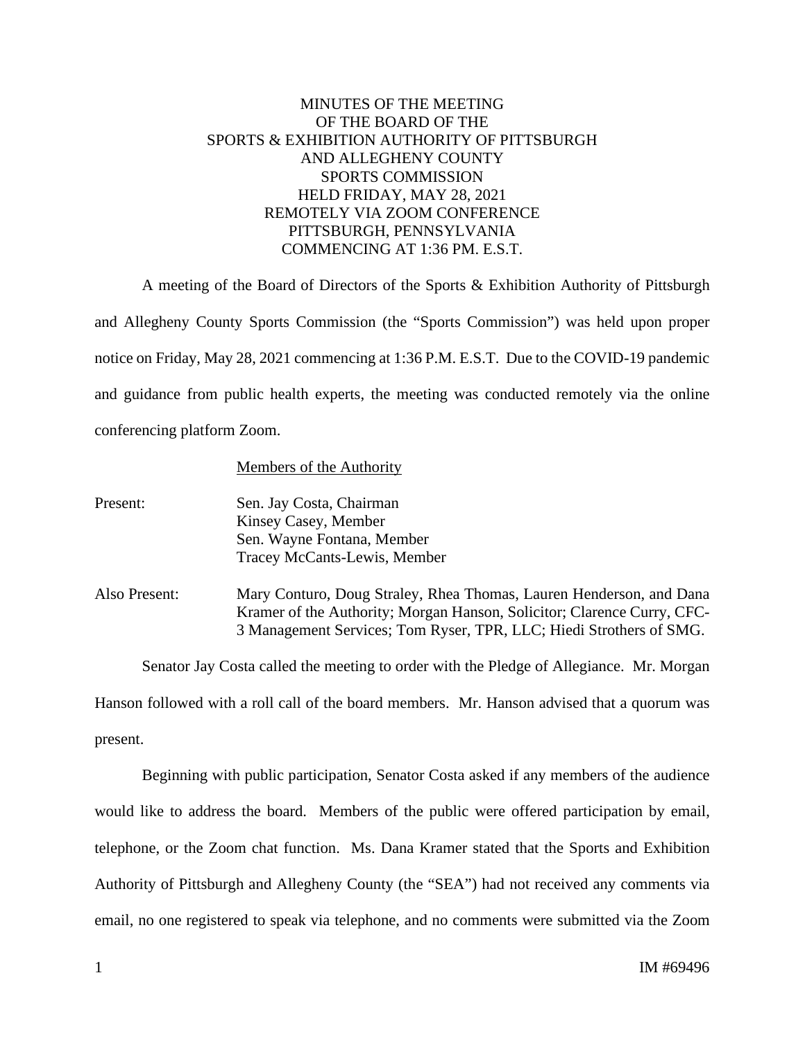# MINUTES OF THE MEETING
# OF THE BOARD OF THE
# SPORTS & EXHIBITION AUTHORITY OF PITTSBURGH
# AND ALLEGHENY COUNTY
# SPORTS COMMISSION
# HELD FRIDAY, MAY 28, 2021
# REMOTELY VIA ZOOM CONFERENCE
# PITTSBURGH, PENNSYLVANIA
# COMMENCING AT 1:36 PM. E.S.T.

A meeting of the Board of Directors of the Sports & Exhibition Authority of Pittsburgh and Allegheny County Sports Commission (the "Sports Commission") was held upon proper notice on Friday, May 28, 2021 commencing at 1:36 P.M. E.S.T. Due to the COVID-19 pandemic and guidance from public health experts, the meeting was conducted remotely via the online conferencing platform Zoom.

Members of the Authority

Present:
- Sen. Jay Costa, Chairman
- Kinsey Casey, Member
- Sen. Wayne Fontana, Member
- Tracey McCants-Lewis, Member

Also Present: Mary Conturo, Doug Straley, Rhea Thomas, Lauren Henderson, and Dana Kramer of the Authority; Morgan Hanson, Solicitor; Clarence Curry, CFC-3 Management Services; Tom Ryser, TPR, LLC; Hiedi Strothers of SMG.

Senator Jay Costa called the meeting to order with the Pledge of Allegiance. Mr. Morgan Hanson followed with a roll call of the board members. Mr. Hanson advised that a quorum was present.

Beginning with public participation, Senator Costa asked if any members of the audience would like to address the board. Members of the public were offered participation by email, telephone, or the Zoom chat function. Ms. Dana Kramer stated that the Sports and Exhibition Authority of Pittsburgh and Allegheny County (the "SEA") had not received any comments via email, no one registered to speak via telephone, and no comments were submitted via the Zoom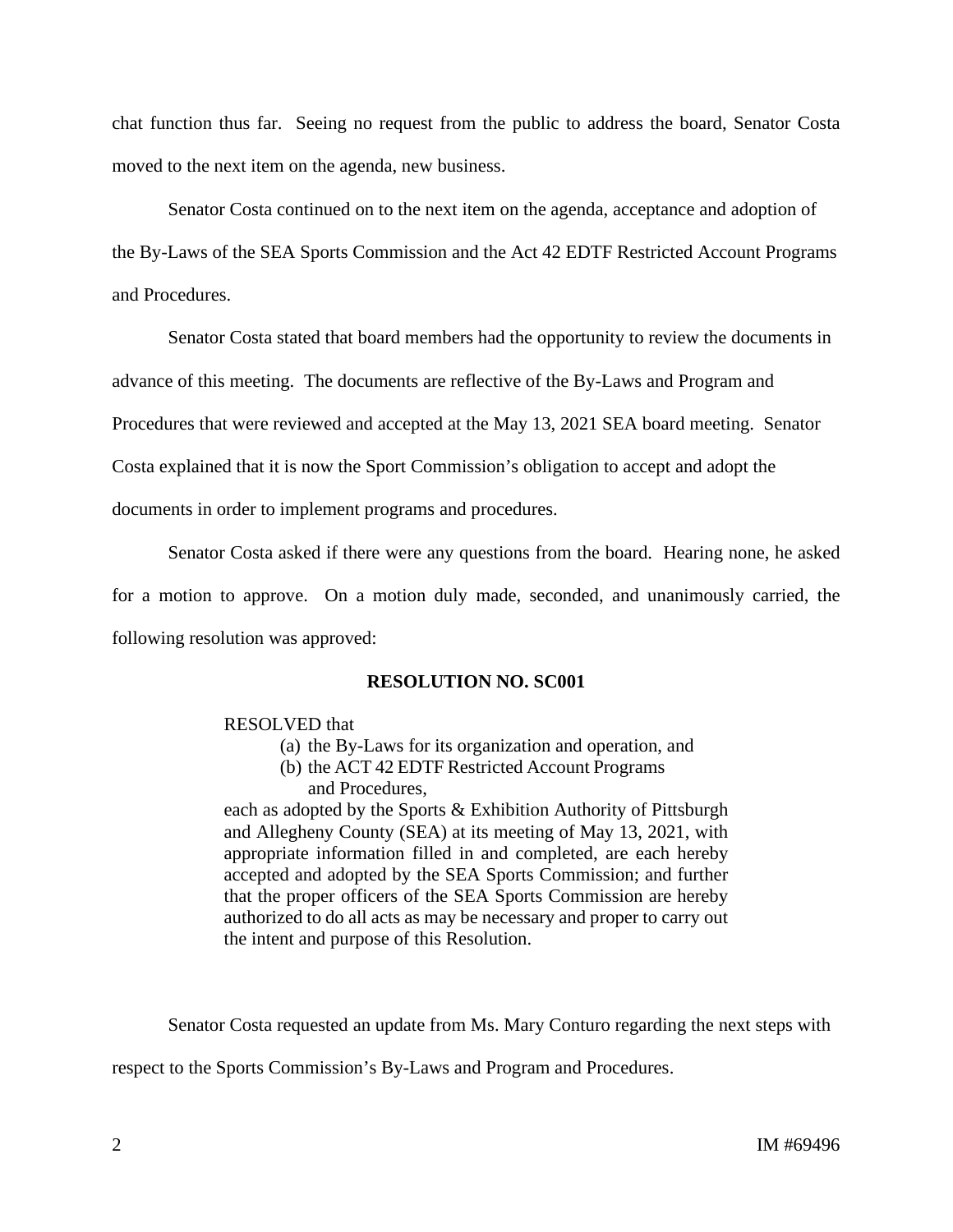chat function thus far. Seeing no request from the public to address the board, Senator Costa moved to the next item on the agenda, new business.

Senator Costa continued on to the next item on the agenda, acceptance and adoption of the By-Laws of the SEA Sports Commission and the Act 42 EDTF Restricted Account Programs and Procedures.

Senator Costa stated that board members had the opportunity to review the documents in advance of this meeting. The documents are reflective of the By-Laws and Program and Procedures that were reviewed and accepted at the May 13, 2021 SEA board meeting. Senator Costa explained that it is now the Sport Commission's obligation to accept and adopt the documents in order to implement programs and procedures.

Senator Costa asked if there were any questions from the board. Hearing none, he asked for a motion to approve. On a motion duly made, seconded, and unanimously carried, the following resolution was approved:

**RESOLUTION NO. SC001**

RESOLVED that

(a) the By-Laws for its organization and operation, and
(b) the ACT 42 EDTF Restricted Account Programs and Procedures,

each as adopted by the Sports & Exhibition Authority of Pittsburgh and Allegheny County (SEA) at its meeting of May 13, 2021, with appropriate information filled in and completed, are each hereby accepted and adopted by the SEA Sports Commission; and further that the proper officers of the SEA Sports Commission are hereby authorized to do all acts as may be necessary and proper to carry out the intent and purpose of this Resolution.

Senator Costa requested an update from Ms. Mary Conturo regarding the next steps with respect to the Sports Commission's By-Laws and Program and Procedures.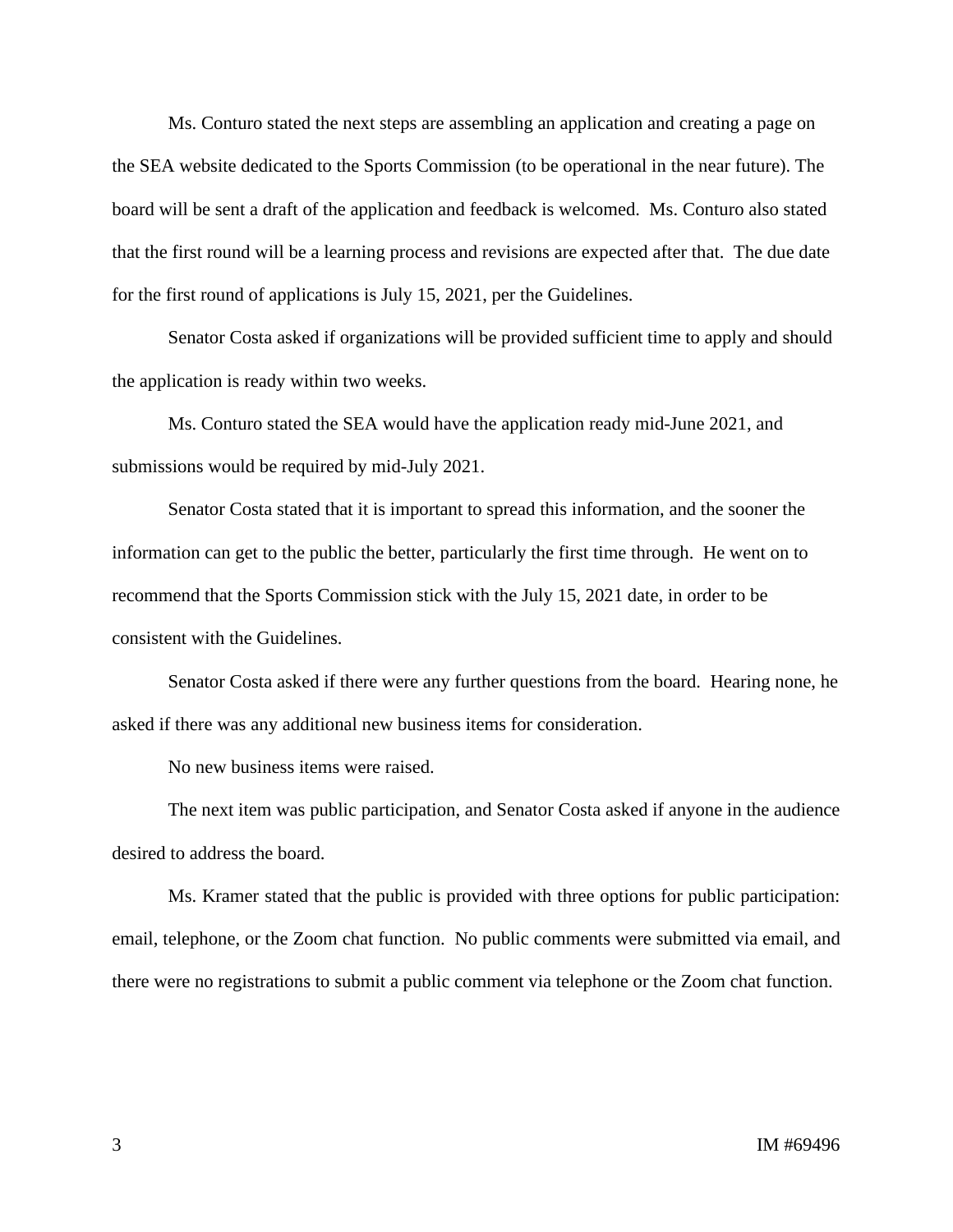Ms. Conturo stated the next steps are assembling an application and creating a page on the SEA website dedicated to the Sports Commission (to be operational in the near future). The board will be sent a draft of the application and feedback is welcomed. Ms. Conturo also stated that the first round will be a learning process and revisions are expected after that. The due date for the first round of applications is July 15, 2021, per the Guidelines.

Senator Costa asked if organizations will be provided sufficient time to apply and should the application is ready within two weeks.

Ms. Conturo stated the SEA would have the application ready mid-June 2021, and submissions would be required by mid-July 2021.

Senator Costa stated that it is important to spread this information, and the sooner the information can get to the public the better, particularly the first time through. He went on to recommend that the Sports Commission stick with the July 15, 2021 date, in order to be consistent with the Guidelines.

Senator Costa asked if there were any further questions from the board. Hearing none, he asked if there was any additional new business items for consideration.

No new business items were raised.

The next item was public participation, and Senator Costa asked if anyone in the audience desired to address the board.

Ms. Kramer stated that the public is provided with three options for public participation: email, telephone, or the Zoom chat function. No public comments were submitted via email, and there were no registrations to submit a public comment via telephone or the Zoom chat function.

IM #69496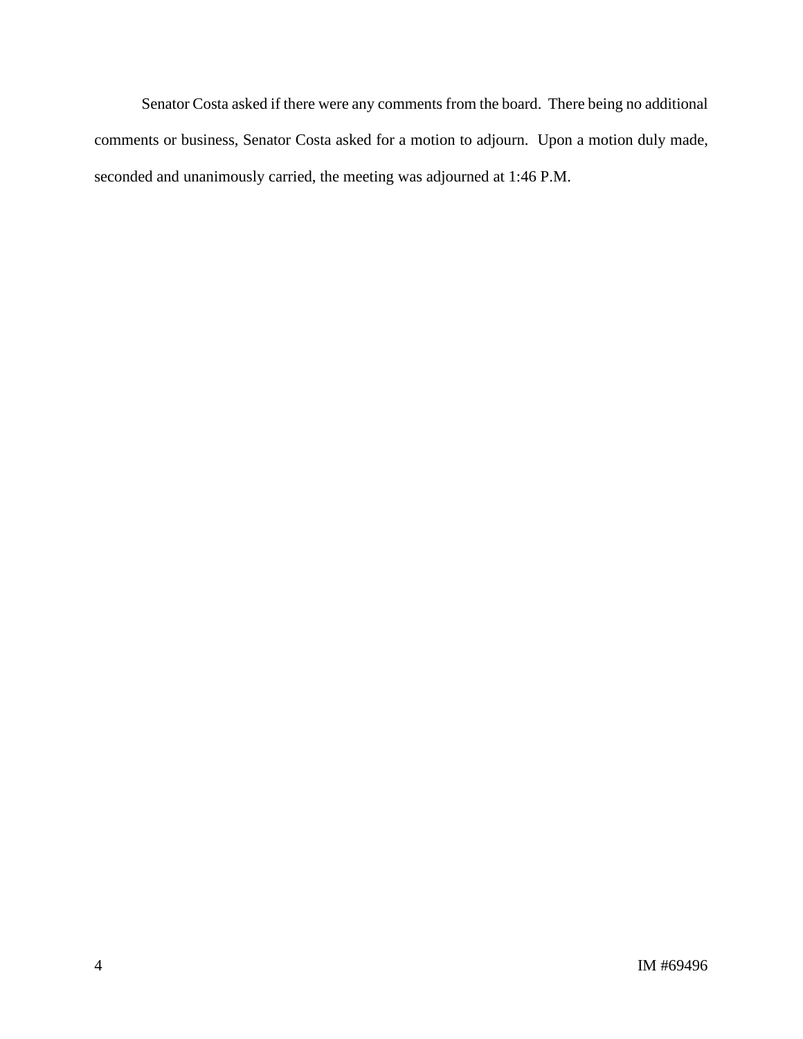Senator Costa asked if there were any comments from the board. There being no additional comments or business, Senator Costa asked for a motion to adjourn. Upon a motion duly made, seconded and unanimously carried, the meeting was adjourned at 1:46 P.M.